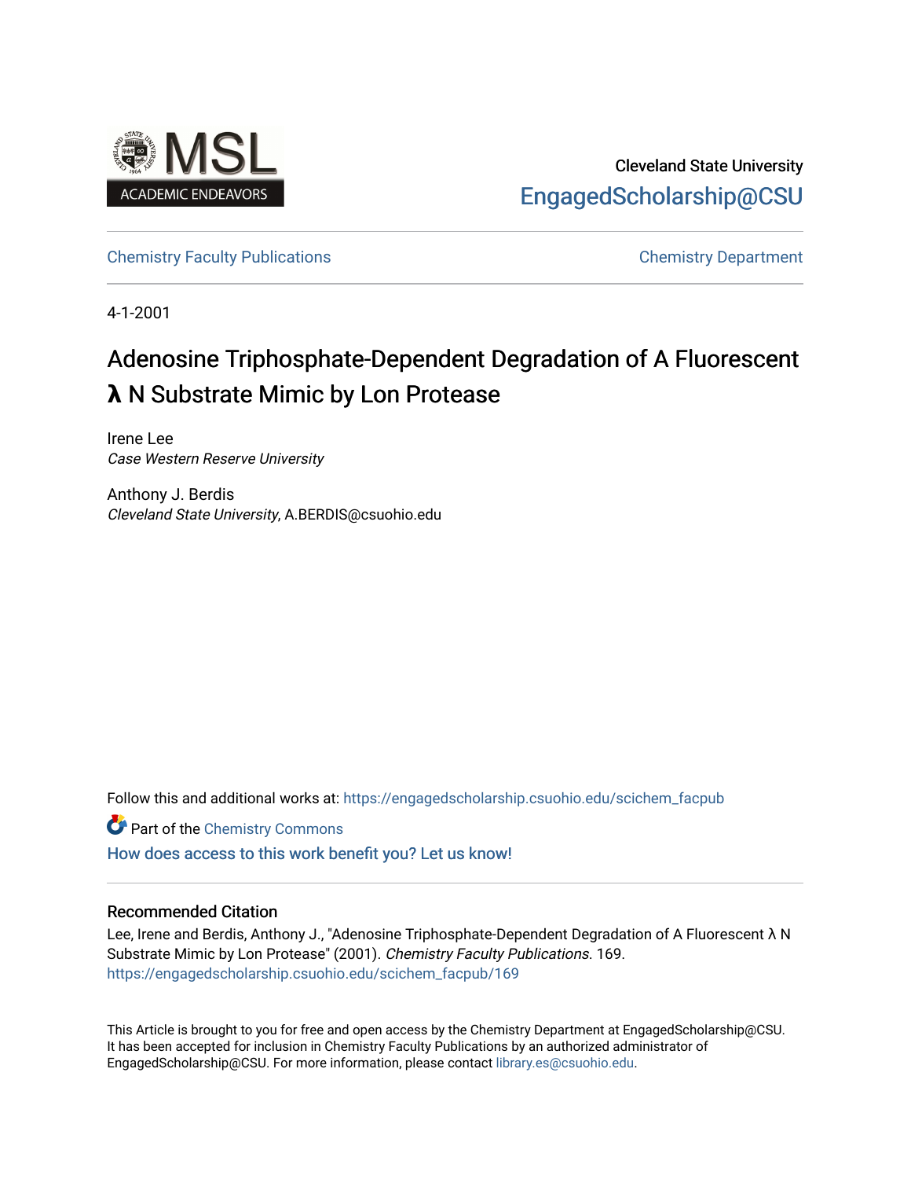Cleveland State University

EngagedScholarship@CSU

Chemistry Faculty Publications

Chemistry Department

4-1-2001

# Adenosine Triphosphate-Dependent Degradation of A Fluorescent λ N Substrate Mimic by Lon Protease

Irene Lee
*Case Western Reserve University*

Anthony J. Berdis
*Cleveland State University*, A.BERDIS@csuohio.edu

Follow this and additional works at: https://engagedscholarship.csuohio.edu/scichem_facpub

Part of the Chemistry Commons

How does access to this work benefit you? Let us know!

## Recommended Citation

Lee, Irene and Berdis, Anthony J., "Adenosine Triphosphate-Dependent Degradation of A Fluorescent λ N Substrate Mimic by Lon Protease" (2001). *Chemistry Faculty Publications*. 169.
https://engagedscholarship.csuohio.edu/scichem_facpub/169

This Article is brought to you for free and open access by the Chemistry Department at EngagedScholarship@CSU. It has been accepted for inclusion in Chemistry Faculty Publications by an authorized administrator of EngagedScholarship@CSU. For more information, please contact library.es@csuohio.edu.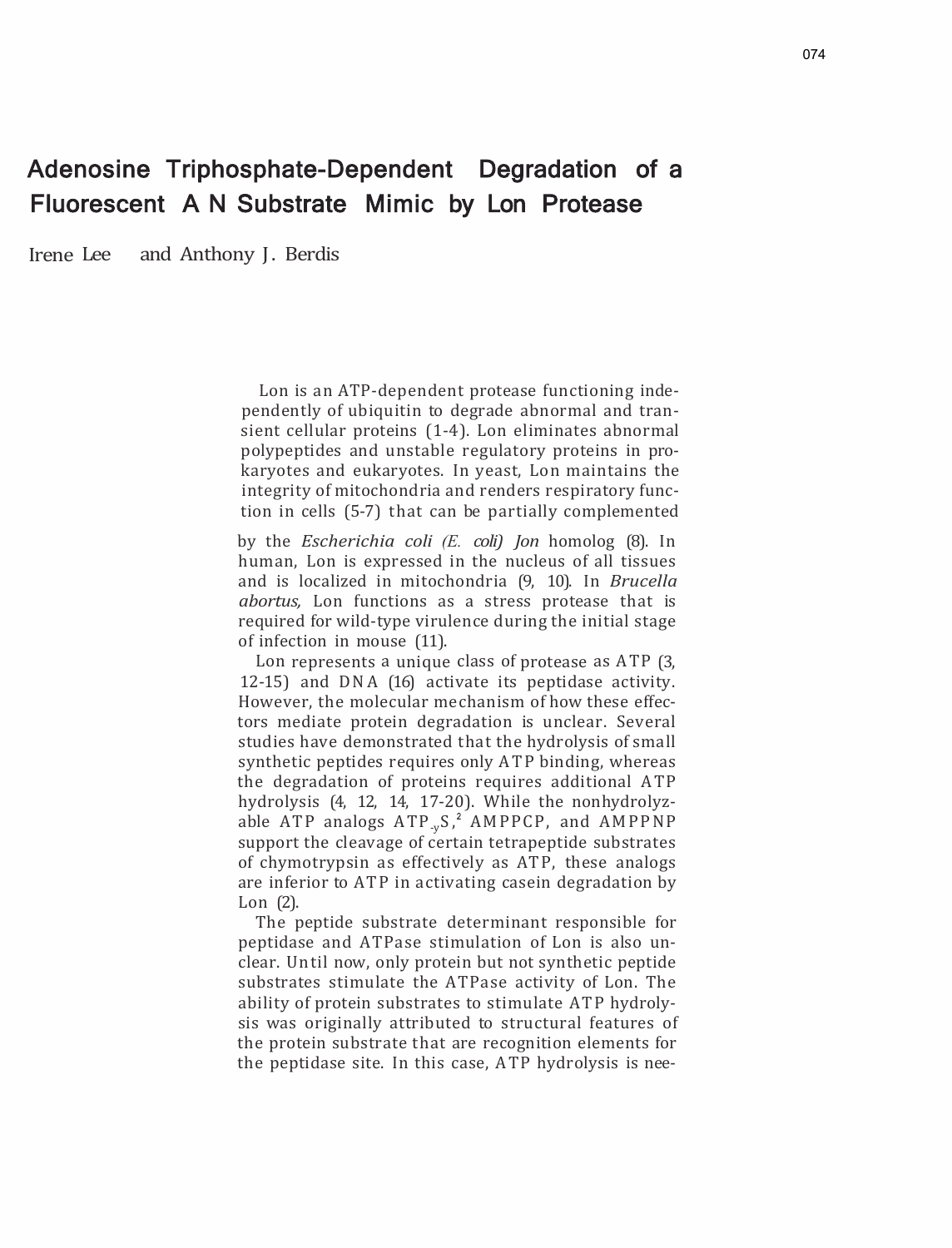# Adenosine Triphosphate-Dependent Degradation of a Fluorescent A N Substrate Mimic by Lon Protease

Irene Lee and Anthony J. Berdis

Lon is an ATP-dependent protease functioning independently of ubiquitin to degrade abnormal and transient cellular proteins (1-4). Lon eliminates abnormal polypeptides and unstable regulatory proteins in prokaryotes and eukaryotes. In yeast, Lon maintains the integrity of mitochondria and renders respiratory function in cells (5-7) that can be partially complemented by the *Escherichia coli (E. coli) Jon* homolog (8). In human, Lon is expressed in the nucleus of all tissues and is localized in mitochondria (9, 10). In *Brucella abortus,* Lon functions as a stress protease that is required for wild-type virulence during the initial stage of infection in mouse (11).

Lon represents a unique class of protease as ATP (3, 12-15) and DNA (16) activate its peptidase activity. However, the molecular mechanism of how these effectors mediate protein degradation is unclear. Several studies have demonstrated that the hydrolysis of small synthetic peptides requires only ATP binding, whereas the degradation of proteins requires additional ATP hydrolysis (4, 12, 14, 17-20). While the nonhydrolyzable ATP analogs ATP$_{\gamma}$S,[2] AMPPCP, and AMPPNP support the cleavage of certain tetrapeptide substrates of chymotrypsin as effectively as ATP, these analogs are inferior to ATP in activating casein degradation by Lon (2).

The peptide substrate determinant responsible for peptidase and ATPase stimulation of Lon is also unclear. Until now, only protein but not synthetic peptide substrates stimulate the ATPase activity of Lon. The ability of protein substrates to stimulate ATP hydrolysis was originally attributed to structural features of the protein substrate that are recognition elements for the peptidase site. In this case, ATP hydrolysis is nee-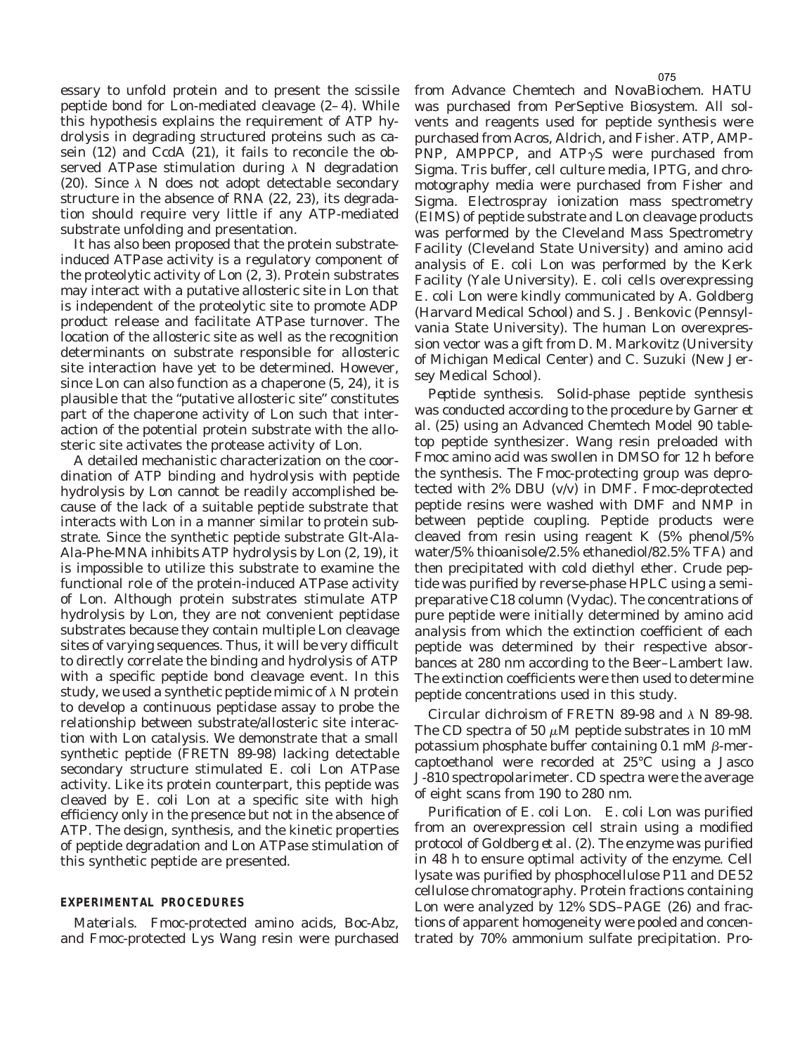essary to unfold protein and to present the scissile peptide bond for Lon-mediated cleavage (2–4). While this hypothesis explains the requirement of ATP hydrolysis in degrading structured proteins such as casein (12) and CcdA (21), it fails to reconcile the observed ATPase stimulation during λ N degradation (20). Since λ N does not adopt detectable secondary structure in the absence of RNA (22, 23), its degradation should require very little if any ATP-mediated substrate unfolding and presentation.

It has also been proposed that the protein substrate-induced ATPase activity is a regulatory component of the proteolytic activity of Lon (2, 3). Protein substrates may interact with a putative allosteric site in Lon that is independent of the proteolytic site to promote ADP product release and facilitate ATPase turnover. The location of the allosteric site as well as the recognition determinants on substrate responsible for allosteric site interaction have yet to be determined. However, since Lon can also function as a chaperone (5, 24), it is plausible that the "putative allosteric site" constitutes part of the chaperone activity of Lon such that interaction of the potential protein substrate with the allosteric site activates the protease activity of Lon.

A detailed mechanistic characterization on the coordination of ATP binding and hydrolysis with peptide hydrolysis by Lon cannot be readily accomplished because of the lack of a suitable peptide substrate that interacts with Lon in a manner similar to protein substrate. Since the synthetic peptide substrate Glt-Ala-Ala-Phe-MNA inhibits ATP hydrolysis by Lon (2, 19), it is impossible to utilize this substrate to examine the functional role of the protein-induced ATPase activity of Lon. Although protein substrates stimulate ATP hydrolysis by Lon, they are not convenient peptidase substrates because they contain multiple Lon cleavage sites of varying sequences. Thus, it will be very difficult to directly correlate the binding and hydrolysis of ATP with a specific peptide bond cleavage event. In this study, we used a synthetic peptide mimic of λ N protein to develop a continuous peptidase assay to probe the relationship between substrate/allosteric site interaction with Lon catalysis. We demonstrate that a small synthetic peptide (FRETN 89-98) lacking detectable secondary structure stimulated *E. coli* Lon ATPase activity. Like its protein counterpart, this peptide was cleaved by *E. coli* Lon at a specific site with high efficiency only in the presence but not in the absence of ATP. The design, synthesis, and the kinetic properties of peptide degradation and Lon ATPase stimulation of this synthetic peptide are presented.

## EXPERIMENTAL PROCEDURES

*Materials.* Fmoc-protected amino acids, Boc-Abz, and Fmoc-protected Lys Wang resin were purchased from Advance Chemtech and NovaBiochem. HATU was purchased from PerSeptive Biosystem. All solvents and reagents used for peptide synthesis were purchased from Acros, Aldrich, and Fisher. ATP, AMP-PNP, AMPPCP, and ATPγS were purchased from Sigma. Tris buffer, cell culture media, IPTG, and chromotography media were purchased from Fisher and Sigma. Electrospray ionization mass spectrometry (EIMS) of peptide substrate and Lon cleavage products was performed by the Cleveland Mass Spectrometry Facility (Cleveland State University) and amino acid analysis of *E. coli* Lon was performed by the Kerk Facility (Yale University). *E. coli* cells overexpressing *E. coli* Lon were kindly communicated by A. Goldberg (Harvard Medical School) and S. J. Benkovic (Pennsylvania State University). The human Lon overexpression vector was a gift from D. M. Markovitz (University of Michigan Medical Center) and C. Suzuki (New Jersey Medical School).

*Peptide synthesis.* Solid-phase peptide synthesis was conducted according to the procedure by Garner *et al.* (25) using an Advanced Chemtech Model 90 tabletop peptide synthesizer. Wang resin preloaded with Fmoc amino acid was swollen in DMSO for 12 h before the synthesis. The Fmoc-protecting group was deprotected with 2% DBU (v/v) in DMF. Fmoc-deprotected peptide resins were washed with DMF and NMP in between peptide coupling. Peptide products were cleaved from resin using reagent K (5% phenol/5% water/5% thioanisole/2.5% ethanediol/82.5% TFA) and then precipitated with cold diethyl ether. Crude peptide was purified by reverse-phase HPLC using a semipreparative C18 column (Vydac). The concentrations of pure peptide were initially determined by amino acid analysis from which the extinction coefficient of each peptide was determined by their respective absorbances at 280 nm according to the Beer–Lambert law. The extinction coefficients were then used to determine peptide concentrations used in this study.

*Circular dichroism of FRETN 89-98 and λ N 89-98.* The CD spectra of 50 μM peptide substrates in 10 mM potassium phosphate buffer containing 0.1 mM β-mercaptoethanol were recorded at 25°C using a Jasco J-810 spectropolarimeter. CD spectra were the average of eight scans from 190 to 280 nm.

*Purification of E. coli Lon.* *E. coli* Lon was purified from an overexpression cell strain using a modified protocol of Goldberg *et al.* (2). The enzyme was purified in 48 h to ensure optimal activity of the enzyme. Cell lysate was purified by phosphocellulose P11 and DE52 cellulose chromatography. Protein fractions containing Lon were analyzed by 12% SDS–PAGE (26) and fractions of apparent homogeneity were pooled and concentrated by 70% ammonium sulfate precipitation. Pro-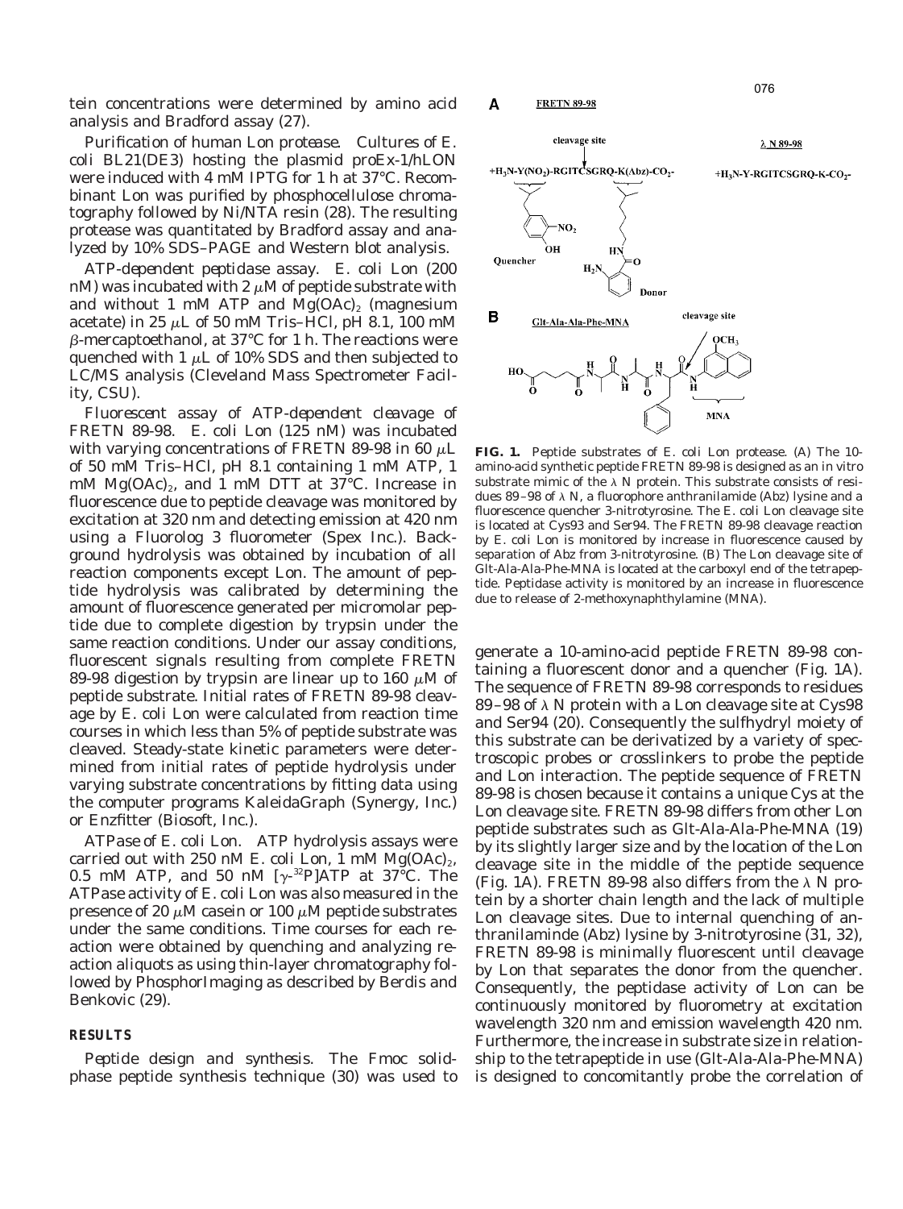tein concentrations were determined by amino acid analysis and Bradford assay (27).

*Purification of human Lon protease.* Cultures of *E. coli* BL21(DE3) hosting the plasmid proEx-1/hLON were induced with 4 mM IPTG for 1 h at 37°C. Recombinant Lon was purified by phosphocellulose chromatography followed by Ni/NTA resin (28). The resulting protease was quantitated by Bradford assay and analyzed by 10% SDS–PAGE and Western blot analysis.

*ATP-dependent peptidase assay.* *E. coli* Lon (200 nM) was incubated with 2 μM of peptide substrate with and without 1 mM ATP and $Mg(OAc)_2$ (magnesium acetate) in 25 μL of 50 mM Tris–HCl, pH 8.1, 100 mM β-mercaptoethanol, at 37°C for 1 h. The reactions were quenched with 1 μL of 10% SDS and then subjected to LC/MS analysis (Cleveland Mass Spectrometer Facility, CSU).

*Fluorescent assay of ATP-dependent cleavage of FRETN 89-98.* *E. coli* Lon (125 nM) was incubated with varying concentrations of FRETN 89-98 in 60 μL of 50 mM Tris–HCl, pH 8.1 containing 1 mM ATP, 1 mM $Mg(OAc)_2$, and 1 mM DTT at 37°C. Increase in fluorescence due to peptide cleavage was monitored by excitation at 320 nm and detecting emission at 420 nm using a Fluorolog 3 fluorometer (Spex Inc.). Background hydrolysis was obtained by incubation of all reaction components except Lon. The amount of peptide hydrolysis was calibrated by determining the amount of fluorescence generated per micromolar peptide due to complete digestion by trypsin under the same reaction conditions. Under our assay conditions, fluorescent signals resulting from complete FRETN 89-98 digestion by trypsin are linear up to 160 μM of peptide substrate. Initial rates of FRETN 89-98 cleavage by *E. coli* Lon were calculated from reaction time courses in which less than 5% of peptide substrate was cleaved. Steady-state kinetic parameters were determined from initial rates of peptide hydrolysis under varying substrate concentrations by fitting data using the computer programs KaleidaGraph (Synergy, Inc.) or Enzfitter (Biosoft, Inc.).

*ATPase of E. coli Lon.* ATP hydrolysis assays were carried out with 250 nM *E. coli* Lon, 1 mM $Mg(OAc)_2$, 0.5 mM ATP, and 50 nM [$\gamma$-$^{32}$P]ATP at 37°C. The ATPase activity of *E. coli* Lon was also measured in the presence of 20 μM casein or 100 μM peptide substrates under the same conditions. Time courses for each reaction were obtained by quenching and analyzing reaction aliquots as using thin-layer chromatography followed by PhosphorImaging as described by Berdis and Benkovic (29).

## RESULTS

*Peptide design and synthesis.* The Fmoc solid-phase peptide synthesis technique (30) was used to generate a 10-amino-acid peptide FRETN 89-98 containing a fluorescent donor and a quencher (Fig. 1A). The sequence of FRETN 89-98 corresponds to residues 89–98 of λ N protein with a Lon cleavage site at Cys98 and Ser94 (20). Consequently the sulfhydryl moiety of this substrate can be derivatized by a variety of spectroscopic probes or crosslinkers to probe the peptide and Lon interaction. The peptide sequence of FRETN 89-98 is chosen because it contains a unique Cys at the Lon cleavage site. FRETN 89-98 differs from other Lon peptide substrates such as Glt-Ala-Ala-Phe-MNA (19) by its slightly larger size and by the location of the Lon cleavage site in the middle of the peptide sequence (Fig. 1A). FRETN 89-98 also differs from the λ N protein by a shorter chain length and the lack of multiple Lon cleavage sites. Due to internal quenching of anthranilaminde (Abz) lysine by 3-nitrotyrosine (31, 32), FRETN 89-98 is minimally fluorescent until cleavage by Lon that separates the donor from the quencher. Consequently, the peptidase activity of Lon can be continuously monitored by fluorometry at excitation wavelength 320 nm and emission wavelength 420 nm. Furthermore, the increase in substrate size in relationship to the tetrapeptide in use (Glt-Ala-Ala-Phe-MNA) is designed to concomitantly probe the correlation of

**A** FRETN 89-98

cleavage site

$^{+}H_3N$-Y($NO_2$)-RGITCSGRQ-K(Abz)-$CO_2^-$

Quencher — Donor

λ N 89-98

$^{+}H_3N$-Y-RGITCSGRQ-K-$CO_2^-$

**B** Glt-Ala-Ala-Phe-MNA

cleavage site

MNA

**FIG. 1.** Peptide substrates of *E. coli* Lon protease. (A) The 10-amino-acid synthetic peptide FRETN 89-98 is designed as an in vitro substrate mimic of the λ N protein. This substrate consists of residues 89–98 of λ N, a fluorophore anthranilamide (Abz) lysine and a fluorescence quencher 3-nitrotyrosine. The *E. coli* Lon cleavage site is located at Cys93 and Ser94. The FRETN 89-98 cleavage reaction by *E. coli* Lon is monitored by increase in fluorescence caused by separation of Abz from 3-nitrotyrosine. (B) The Lon cleavage site of Glt-Ala-Ala-Phe-MNA is located at the carboxyl end of the tetrapeptide. Peptidase activity is monitored by an increase in fluorescence due to release of 2-methoxynaphthylamine (MNA).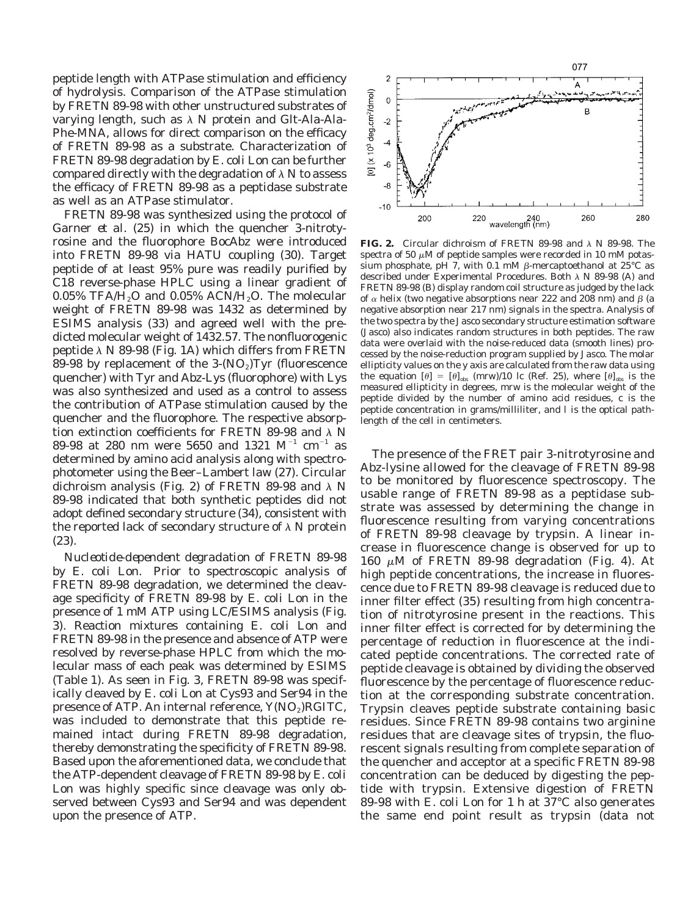peptide length with ATPase stimulation and efficiency of hydrolysis. Comparison of the ATPase stimulation by FRETN 89-98 with other unstructured substrates of varying length, such as λ N protein and Glt-Ala-Ala-Phe-MNA, allows for direct comparison on the efficacy of FRETN 89-98 as a substrate. Characterization of FRETN 89-98 degradation by *E. coli* Lon can be further compared directly with the degradation of λ N to assess the efficacy of FRETN 89-98 as a peptidase substrate as well as an ATPase stimulator.

FRETN 89-98 was synthesized using the protocol of Garner *et al.* (25) in which the quencher 3-nitrotyrosine and the fluorophore BocAbz were introduced into FRETN 89-98 via HATU coupling (30). Target peptide of at least 95% pure was readily purified by C18 reverse-phase HPLC using a linear gradient of 0.05% TFA/$H_2O$ and 0.05% ACN/$H_2O$. The molecular weight of FRETN 89-98 was 1432 as determined by ESIMS analysis (33) and agreed well with the predicted molecular weight of 1432.57. The nonfluorogenic peptide λ N 89-98 (Fig. 1A) which differs from FRETN 89-98 by replacement of the 3-($NO_2$)Tyr (fluorescence quencher) with Tyr and Abz-Lys (fluorophore) with Lys was also synthesized and used as a control to assess the contribution of ATPase stimulation caused by the quencher and the fluorophore. The respective absorption extinction coefficients for FRETN 89-98 and λ N 89-98 at 280 nm were 5650 and 1321 $M^{-1}$ $cm^{-1}$ as determined by amino acid analysis along with spectrophotometer using the Beer–Lambert law (27). Circular dichroism analysis (Fig. 2) of FRETN 89-98 and λ N 89-98 indicated that both synthetic peptides did not adopt defined secondary structure (34), consistent with the reported lack of secondary structure of λ N protein (23).

*Nucleotide-dependent degradation of FRETN 89-98 by E. coli Lon.* Prior to spectroscopic analysis of FRETN 89-98 degradation, we determined the cleavage specificity of FRETN 89-98 by *E. coli* Lon in the presence of 1 mM ATP using LC/ESIMS analysis (Fig. 3). Reaction mixtures containing *E. coli* Lon and FRETN 89-98 in the presence and absence of ATP were resolved by reverse-phase HPLC from which the molecular mass of each peak was determined by ESIMS (Table 1). As seen in Fig. 3, FRETN 89-98 was specifically cleaved by *E. coli* Lon at Cys93 and Ser94 in the presence of ATP. An internal reference, Y($NO_2$)RGITC, was included to demonstrate that this peptide remained intact during FRETN 89-98 degradation, thereby demonstrating the specificity of FRETN 89-98. Based upon the aforementioned data, we conclude that the ATP-dependent cleavage of FRETN 89-98 by *E. coli* Lon was highly specific since cleavage was only observed between Cys93 and Ser94 and was dependent upon the presence of ATP.

**FIG. 2.** Circular dichroism of FRETN 89-98 and λ N 89-98. The spectra of 50 μM of peptide samples were recorded in 10 mM potassium phosphate, pH 7, with 0.1 mM β-mercaptoethanol at 25°C as described under Experimental Procedures. Both λ N 89-98 (A) and FRETN 89-98 (B) display random coil structure as judged by the lack of α helix (two negative absorptions near 222 and 208 nm) and β (a negative absorption near 217 nm) signals in the spectra. Analysis of the two spectra by the Jasco secondary structure estimation software (Jasco) also indicates random structures in both peptides. The raw data were overlaid with the noise-reduced data (smooth lines) processed by the noise-reduction program supplied by Jasco. The molar ellipticity values on the y axis are calculated from the raw data using the equation $[\theta] = [\theta]_{obs}$ (mrw)/10 lc (Ref. 25), where $[\theta]_{obs}$ is the measured ellipticity in degrees, mrw is the molecular weight of the peptide divided by the number of amino acid residues, c is the peptide concentration in grams/milliliter, and l is the optical pathlength of the cell in centimeters.

The presence of the FRET pair 3-nitrotyrosine and Abz-lysine allowed for the cleavage of FRETN 89-98 to be monitored by fluorescence spectroscopy. The usable range of FRETN 89-98 as a peptidase substrate was assessed by determining the change in fluorescence resulting from varying concentrations of FRETN 89-98 cleavage by trypsin. A linear increase in fluorescence change is observed for up to 160 μM of FRETN 89-98 degradation (Fig. 4). At high peptide concentrations, the increase in fluorescence due to FRETN 89-98 cleavage is reduced due to inner filter effect (35) resulting from high concentration of nitrotyrosine present in the reactions. This inner filter effect is corrected for by determining the percentage of reduction in fluorescence at the indicated peptide concentrations. The corrected rate of peptide cleavage is obtained by dividing the observed fluorescence by the percentage of fluorescence reduction at the corresponding substrate concentration. Trypsin cleaves peptide substrate containing basic residues. Since FRETN 89-98 contains two arginine residues that are cleavage sites of trypsin, the fluorescent signals resulting from complete separation of the quencher and acceptor at a specific FRETN 89-98 concentration can be deduced by digesting the peptide with trypsin. Extensive digestion of FRETN 89-98 with *E. coli* Lon for 1 h at 37°C also generates the same end point result as trypsin (data not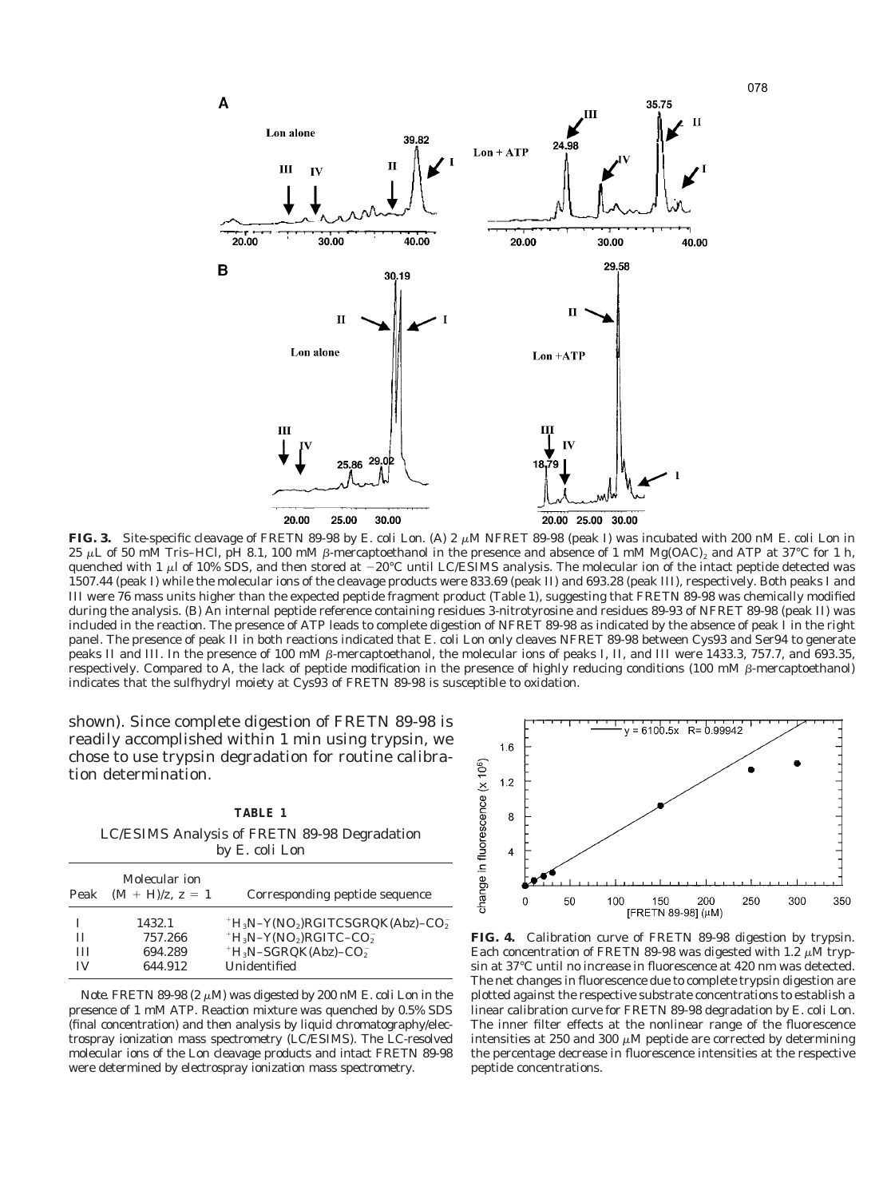**FIG. 3.** Site-specific cleavage of FRETN 89-98 by E. coli Lon. (A) 2 $\mu$M NFRET 89-98 (peak I) was incubated with 200 nM E. coli Lon in 25 $\mu$L of 50 mM Tris–HCl, pH 8.1, 100 mM $\beta$-mercaptoethanol in the presence and absence of 1 mM $Mg(OAC)_2$ and ATP at 37°C for 1 h, quenched with 1 $\mu$l of 10% SDS, and then stored at −20°C until LC/ESIMS analysis. The molecular ion of the intact peptide detected was 1507.44 (peak I) while the molecular ions of the cleavage products were 833.69 (peak II) and 693.28 (peak III), respectively. Both peaks I and III were 76 mass units higher than the expected peptide fragment product (Table 1), suggesting that FRETN 89-98 was chemically modified during the analysis. (B) An internal peptide reference containing residues 3-nitrotyrosine and residues 89-93 of NFRET 89-98 (peak II) was included in the reaction. The presence of ATP leads to complete digestion of NFRET 89-98 as indicated by the absence of peak I in the right panel. The presence of peak II in both reactions indicated that E. coli Lon only cleaves NFRET 89-98 between Cys93 and Ser94 to generate peaks II and III. In the presence of 100 mM $\beta$-mercaptoethanol, the molecular ions of peaks I, II, and III were 1433.3, 757.7, and 693.35, respectively. Compared to A, the lack of peptide modification in the presence of highly reducing conditions (100 mM $\beta$-mercaptoethanol) indicates that the sulfhydryl moiety at Cys93 of FRETN 89-98 is susceptible to oxidation.

shown). Since complete digestion of FRETN 89-98 is readily accomplished within 1 min using trypsin, we chose to use trypsin degradation for routine calibration determination.

**TABLE 1**

LC/ESIMS Analysis of FRETN 89-98 Degradation by E. coli Lon

| Peak | Molecular ion $(M + H)/z$, $z = 1$ | Corresponding peptide sequence |
|---|---|---|
| I | 1432.1 | $^{+}H_3N$–Y($NO_2$)RGITCSGRQK(Abz)–$CO_2^-$ |
| II | 757.266 | $^{+}H_3N$–Y($NO_2$)RGITC–$CO_2^-$ |
| III | 694.289 | $^{+}H_3N$–SGRQK(Abz)–$CO_2^-$ |
| IV | 644.912 | Unidentified |

*Note.* FRETN 89-98 (2 $\mu$M) was digested by 200 nM E. coli Lon in the presence of 1 mM ATP. Reaction mixture was quenched by 0.5% SDS (final concentration) and then analysis by liquid chromatography/electrospray ionization mass spectrometry (LC/ESIMS). The LC-resolved molecular ions of the Lon cleavage products and intact FRETN 89-98 were determined by electrospray ionization mass spectrometry.

**FIG. 4.** Calibration curve of FRETN 89-98 digestion by trypsin. Each concentration of FRETN 89-98 was digested with 1.2 $\mu$M trypsin at 37°C until no increase in fluorescence at 420 nm was detected. The net changes in fluorescence due to complete trypsin digestion are plotted against the respective substrate concentrations to establish a linear calibration curve for FRETN 89-98 degradation by E. coli Lon. The inner filter effects at the nonlinear range of the fluorescence intensities at 250 and 300 $\mu$M peptide are corrected by determining the percentage decrease in fluorescence intensities at the respective peptide concentrations.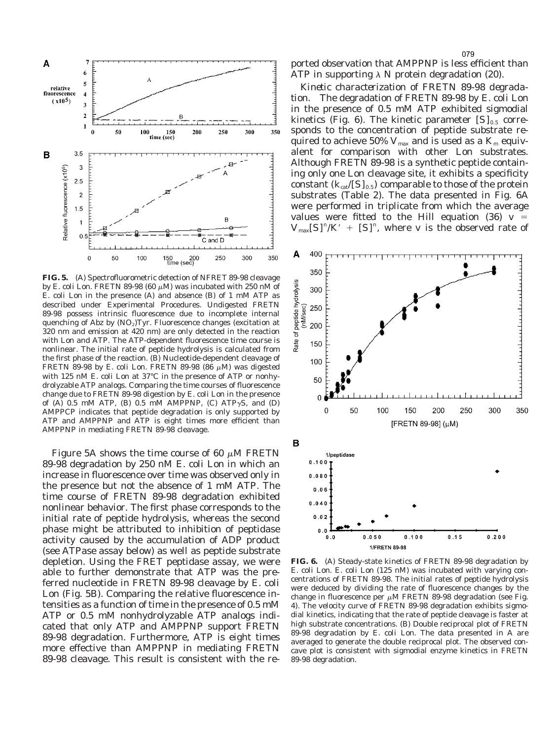**FIG. 5.** (A) Spectrofluorometric detection of NFRET 89-98 cleavage by *E. coli* Lon. FRETN 89-98 (60 μM) was incubated with 250 nM of *E. coli* Lon in the presence (A) and absence (B) of 1 mM ATP as described under Experimental Procedures. Undigested FRETN 89-98 possess intrinsic fluorescence due to incomplete internal quenching of Abz by $(NO_2)$Tyr. Fluorescence changes (excitation at 320 nm and emission at 420 nm) are only detected in the reaction with Lon and ATP. The ATP-dependent fluorescence time course is nonlinear. The initial rate of peptide hydrolysis is calculated from the first phase of the reaction. (B) Nucleotide-dependent cleavage of FRETN 89-98 by *E. coli* Lon. FRETN 89-98 (86 μM) was digested with 125 nM *E. coli* Lon at 37°C in the presence of ATP or nonhydrolyzable ATP analogs. Comparing the time courses of fluorescence change due to FRETN 89-98 digestion by *E. coli* Lon in the presence of (A) 0.5 mM ATP, (B) 0.5 mM AMPPNP, (C) ATPγS, and (D) AMPPCP indicates that peptide degradation is only supported by ATP and AMPPNP and ATP is eight times more efficient than AMPPNP in mediating FRETN 89-98 cleavage.

Figure 5A shows the time course of 60 μM FRETN 89-98 degradation by 250 nM *E. coli* Lon in which an increase in fluorescence over time was observed only in the presence but not the absence of 1 mM ATP. The time course of FRETN 89-98 degradation exhibited nonlinear behavior. The first phase corresponds to the initial rate of peptide hydrolysis, whereas the second phase might be attributed to inhibition of peptidase activity caused by the accumulation of ADP product (see ATPase assay below) as well as peptide substrate depletion. Using the FRET peptidase assay, we were able to further demonstrate that ATP was the preferred nucleotide in FRETN 89-98 cleavage by *E. coli* Lon (Fig. 5B). Comparing the relative fluorescence intensities as a function of time in the presence of 0.5 mM ATP or 0.5 mM nonhydrolyzable ATP analogs indicated that only ATP and AMPPNP support FRETN 89-98 degradation. Furthermore, ATP is eight times more effective than AMPPNP in mediating FRETN 89-98 cleavage. This result is consistent with the reported observation that AMPPNP is less efficient than ATP in supporting λ N protein degradation (20).

*Kinetic characterization of FRETN 89-98 degradation.* The degradation of FRETN 89-98 by *E. coli* Lon in the presence of 0.5 mM ATP exhibited sigmodial kinetics (Fig. 6). The kinetic parameter $[S]_{0.5}$ corresponds to the concentration of peptide substrate required to achieve 50% $V_{max}$ and is used as a $K_m$ equivalent for comparison with other Lon substrates. Although FRETN 89-98 is a synthetic peptide containing only one Lon cleavage site, it exhibits a specificity constant ($k_{cat}/[S]_{0.5}$) comparable to those of the protein substrates (Table 2). The data presented in Fig. 6A were performed in triplicate from which the average values were fitted to the Hill equation (36) $v = V_{max}[S]^n/K' + [S]^n$, where $v$ is the observed rate of

**FIG. 6.** (A) Steady-state kinetics of FRETN 89-98 degradation by *E. coli* Lon. *E. coli* Lon (125 nM) was incubated with varying concentrations of FRETN 89-98. The initial rates of peptide hydrolysis were deduced by dividing the rate of fluorescence changes by the change in fluorescence per μM FRETN 89-98 degradation (see Fig. 4). The velocity curve of FRETN 89-98 degradation exhibits sigmodial kinetics, indicating that the rate of peptide cleavage is faster at high substrate concentrations. (B) Double reciprocal plot of FRETN 89-98 degradation by *E. coli* Lon. The data presented in A are averaged to generate the double reciprocal plot. The observed concave plot is consistent with sigmodial enzyme kinetics in FRETN 89-98 degradation.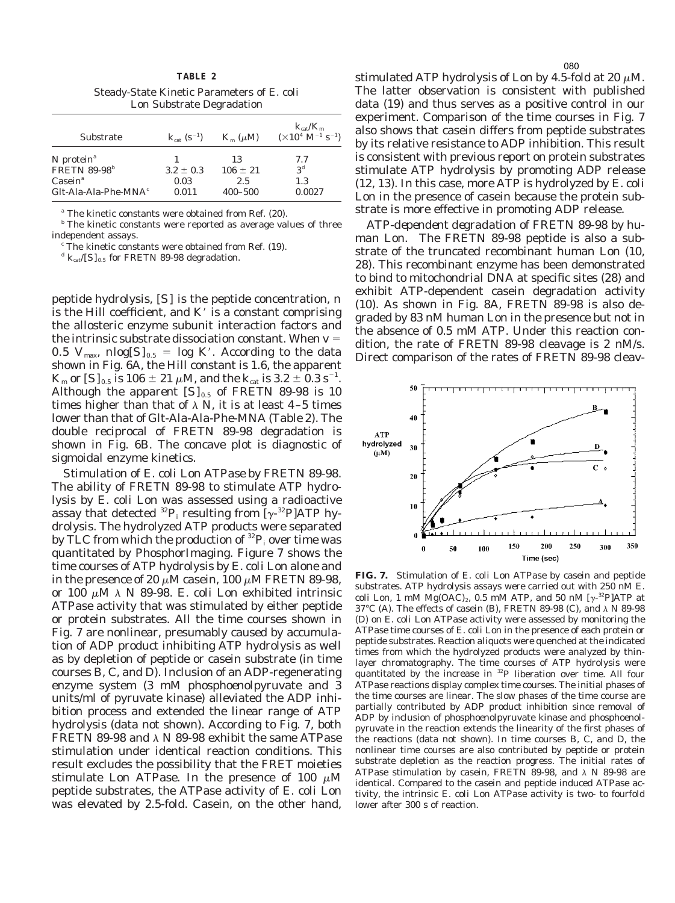**TABLE 2**

Steady-State Kinetic Parameters of *E. coli* Lon Substrate Degradation

| Substrate | $k_{cat}$ ($s^{-1}$) | $K_m$ ($\mu M$) | $k_{cat}/K_m$ ($\times 10^4$ $M^{-1}$ $s^{-1}$) |
|---|---|---|---|
| N protein[a] | 1 | 13 | 7.7 |
| FRETN 89-98[b] | $3.2 \pm 0.3$ | $106 \pm 21$ | 3[d] |
| Casein[a] | 0.03 | 2.5 | 1.3 |
| Glt-Ala-Ala-Phe-MNA[c] | 0.011 | 400–500 | 0.0027 |

[a] The kinetic constants were obtained from Ref. (20).
[b] The kinetic constants were reported as average values of three independent assays.
[c] The kinetic constants were obtained from Ref. (19).
[d] $k_{cat}/[S]_{0.5}$ for FRETN 89-98 degradation.

peptide hydrolysis, [S] is the peptide concentration, *n* is the Hill coefficient, and $K'$ is a constant comprising the allosteric enzyme subunit interaction factors and the intrinsic substrate dissociation constant. When $v = 0.5\ V_{max}$, $n\log[S]_{0.5} = \log K'$. According to the data shown in Fig. 6A, the Hill constant is 1.6, the apparent $K_m$ or $[S]_{0.5}$ is $106 \pm 21\ \mu M$, and the $k_{cat}$ is $3.2 \pm 0.3\ s^{-1}$. Although the apparent $[S]_{0.5}$ of FRETN 89-98 is 10 times higher than that of λ N, it is at least 4–5 times lower than that of Glt-Ala-Ala-Phe-MNA (Table 2). The double reciprocal of FRETN 89-98 degradation is shown in Fig. 6B. The concave plot is diagnostic of sigmoidal enzyme kinetics.

*Stimulation of E. coli Lon ATPase by FRETN 89-98.* The ability of FRETN 89-98 to stimulate ATP hydrolysis by *E. coli* Lon was assessed using a radioactive assay that detected $^{32}P_i$ resulting from [$\gamma$-$^{32}$P]ATP hydrolysis. The hydrolyzed ATP products were separated by TLC from which the production of $^{32}P_i$ over time was quantitated by PhosphorImaging. Figure 7 shows the time courses of ATP hydrolysis by *E. coli* Lon alone and in the presence of 20 μM casein, 100 μM FRETN 89-98, or 100 μM λ N 89-98. *E. coli* Lon exhibited intrinsic ATPase activity that was stimulated by either peptide or protein substrates. All the time courses shown in Fig. 7 are nonlinear, presumably caused by accumulation of ADP product inhibiting ATP hydrolysis as well as by depletion of peptide or casein substrate (in time courses B, C, and D). Inclusion of an ADP-regenerating enzyme system (3 mM phospho*enol*pyruvate and 3 units/ml of pyruvate kinase) alleviated the ADP inhibition process and extended the linear range of ATP hydrolysis (data not shown). According to Fig. 7, both FRETN 89-98 and λ N 89-98 exhibit the same ATPase stimulation under identical reaction conditions. This result excludes the possibility that the FRET moieties stimulate Lon ATPase. In the presence of 100 μM peptide substrates, the ATPase activity of *E. coli* Lon was elevated by 2.5-fold. Casein, on the other hand, stimulated ATP hydrolysis of Lon by 4.5-fold at 20 μM. The latter observation is consistent with published data (19) and thus serves as a positive control in our experiment. Comparison of the time courses in Fig. 7 also shows that casein differs from peptide substrates by its relative resistance to ADP inhibition. This result is consistent with previous report on protein substrates stimulate ATP hydrolysis by promoting ADP release (12, 13). In this case, more ATP is hydrolyzed by *E. coli* Lon in the presence of casein because the protein substrate is more effective in promoting ADP release.

*ATP-dependent degradation of FRETN 89-98 by human Lon.* The FRETN 89-98 peptide is also a substrate of the truncated recombinant human Lon (10, 28). This recombinant enzyme has been demonstrated to bind to mitochondrial DNA at specific sites (28) and exhibit ATP-dependent casein degradation activity (10). As shown in Fig. 8A, FRETN 89-98 is also degraded by 83 nM human Lon in the presence but not in the absence of 0.5 mM ATP. Under this reaction condition, the rate of FRETN 89-98 cleavage is 2 nM/s. Direct comparison of the rates of FRETN 89-98 cleav-

**FIG. 7.** Stimulation of *E. coli* Lon ATPase by casein and peptide substrates. ATP hydrolysis assays were carried out with 250 nM *E. coli* Lon, 1 mM $Mg(OAC)_2$, 0.5 mM ATP, and 50 nM [$\gamma$-$^{32}$P]ATP at 37°C (A). The effects of casein (B), FRETN 89-98 (C), and λ N 89-98 (D) on *E. coli* Lon ATPase activity were assessed by monitoring the ATPase time courses of *E. coli* Lon in the presence of each protein or peptide substrates. Reaction aliquots were quenched at the indicated times from which the hydrolyzed products were analyzed by thin-layer chromatography. The time courses of ATP hydrolysis were quantitated by the increase in $^{32}$P liberation over time. All four ATPase reactions display complex time courses. The initial phases of the time courses are linear. The slow phases of the time course are partially contributed by ADP product inhibition since removal of ADP by inclusion of phospho*enol*pyruvate kinase and phospho*enol*pyruvate in the reaction extends the linearity of the first phases of the reactions (data not shown). In time courses B, C, and D, the nonlinear time courses are also contributed by peptide or protein substrate depletion as the reaction progress. The initial rates of ATPase stimulation by casein, FRETN 89-98, and λ N 89-98 are identical. Compared to the casein and peptide induced ATPase activity, the intrinsic *E. coli* Lon ATPase activity is two- to fourfold lower after 300 s of reaction.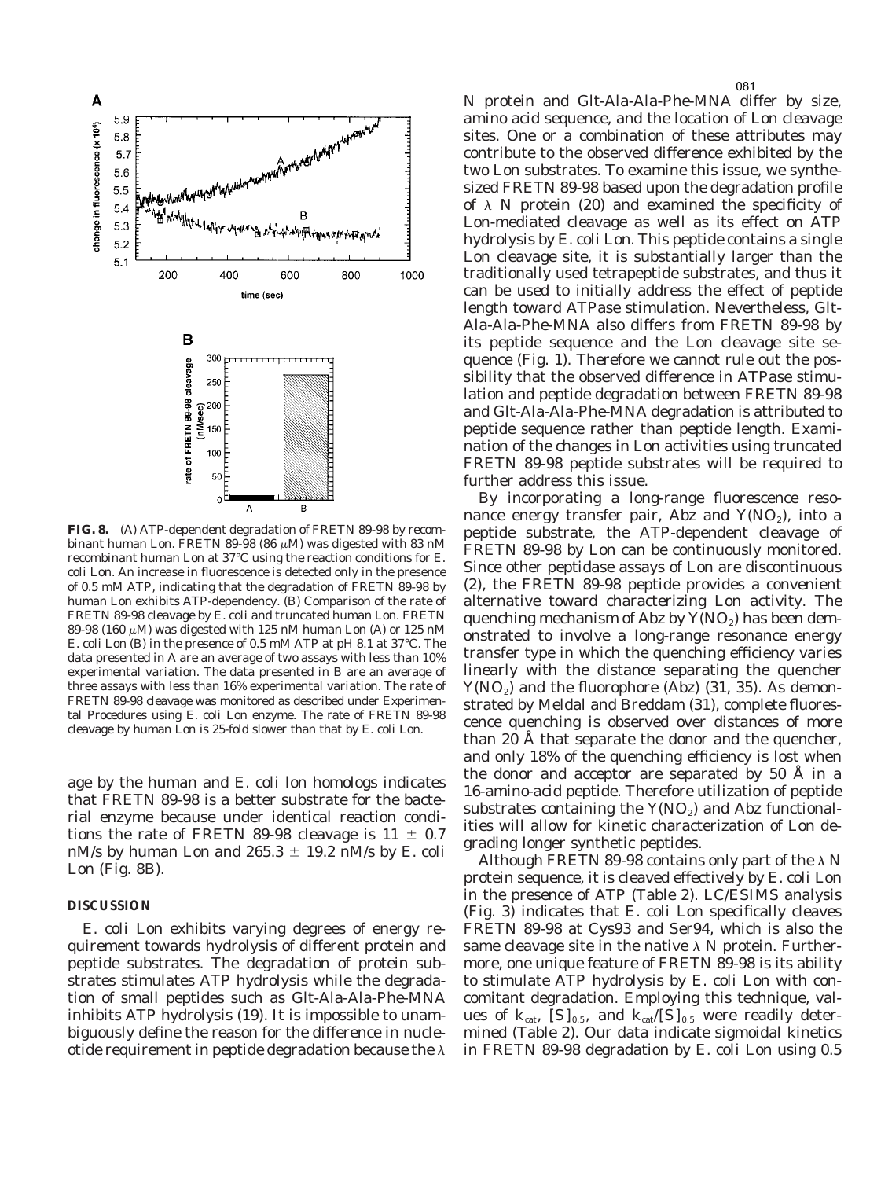**FIG. 8.** (A) ATP-dependent degradation of FRETN 89-98 by recombinant human Lon. FRETN 89-98 (86 $\mu$M) was digested with 83 nM recombinant human Lon at 37°C using the reaction conditions for *E. coli* Lon. An increase in fluorescence is detected only in the presence of 0.5 mM ATP, indicating that the degradation of FRETN 89-98 by human Lon exhibits ATP-dependency. (B) Comparison of the rate of FRETN 89-98 cleavage by *E. coli* and truncated human Lon. FRETN 89-98 (160 $\mu$M) was digested with 125 nM human Lon (A) or 125 nM *E. coli* Lon (B) in the presence of 0.5 mM ATP at pH 8.1 at 37°C. The data presented in A are an average of two assays with less than 10% experimental variation. The data presented in B are an average of three assays with less than 16% experimental variation. The rate of FRETN 89-98 cleavage was monitored as described under Experimental Procedures using *E. coli* Lon enzyme. The rate of FRETN 89-98 cleavage by human Lon is 25-fold slower than that by *E. coli* Lon.

age by the human and *E. coli* lon homologs indicates that FRETN 89-98 is a better substrate for the bacterial enzyme because under identical reaction conditions the rate of FRETN 89-98 cleavage is 11 ± 0.7 nM/s by human Lon and 265.3 ± 19.2 nM/s by *E. coli* Lon (Fig. 8B).

## DISCUSSION

*E. coli* Lon exhibits varying degrees of energy requirement towards hydrolysis of different protein and peptide substrates. The degradation of protein substrates stimulates ATP hydrolysis while the degradation of small peptides such as Glt-Ala-Ala-Phe-MNA inhibits ATP hydrolysis (19). It is impossible to unambiguously define the reason for the difference in nucleotide requirement in peptide degradation because the λ N protein and Glt-Ala-Ala-Phe-MNA differ by size, amino acid sequence, and the location of Lon cleavage sites. One or a combination of these attributes may contribute to the observed difference exhibited by the two Lon substrates. To examine this issue, we synthesized FRETN 89-98 based upon the degradation profile of λ N protein (20) and examined the specificity of Lon-mediated cleavage as well as its effect on ATP hydrolysis by *E. coli* Lon. This peptide contains a single Lon cleavage site, it is substantially larger than the traditionally used tetrapeptide substrates, and thus it can be used to initially address the effect of peptide length toward ATPase stimulation. Nevertheless, Glt-Ala-Ala-Phe-MNA also differs from FRETN 89-98 by its peptide sequence and the Lon cleavage site sequence (Fig. 1). Therefore we cannot rule out the possibility that the observed difference in ATPase stimulation and peptide degradation between FRETN 89-98 and Glt-Ala-Ala-Phe-MNA degradation is attributed to peptide sequence rather than peptide length. Examination of the changes in Lon activities using truncated FRETN 89-98 peptide substrates will be required to further address this issue.

By incorporating a long-range fluorescence resonance energy transfer pair, Abz and $Y(NO_2)$, into a peptide substrate, the ATP-dependent cleavage of FRETN 89-98 by Lon can be continuously monitored. Since other peptidase assays of Lon are discontinuous (2), the FRETN 89-98 peptide provides a convenient alternative toward characterizing Lon activity. The quenching mechanism of Abz by $Y(NO_2)$ has been demonstrated to involve a long-range resonance energy transfer type in which the quenching efficiency varies linearly with the distance separating the quencher $Y(NO_2)$ and the fluorophore (Abz) (31, 35). As demonstrated by Meldal and Breddam (31), complete fluorescence quenching is observed over distances of more than 20 Å that separate the donor and the quencher, and only 18% of the quenching efficiency is lost when the donor and acceptor are separated by 50 Å in a 16-amino-acid peptide. Therefore utilization of peptide substrates containing the $Y(NO_2)$ and Abz functionalities will allow for kinetic characterization of Lon degrading longer synthetic peptides.

Although FRETN 89-98 contains only part of the λ N protein sequence, it is cleaved effectively by *E. coli* Lon in the presence of ATP (Table 2). LC/ESIMS analysis (Fig. 3) indicates that *E. coli* Lon specifically cleaves FRETN 89-98 at Cys93 and Ser94, which is also the same cleavage site in the native λ N protein. Furthermore, one unique feature of FRETN 89-98 is its ability to stimulate ATP hydrolysis by *E. coli* Lon with concomitant degradation. Employing this technique, values of $k_{cat}$, $[S]_{0.5}$, and $k_{cat}/[S]_{0.5}$ were readily determined (Table 2). Our data indicate sigmoidal kinetics in FRETN 89-98 degradation by *E. coli* Lon using 0.5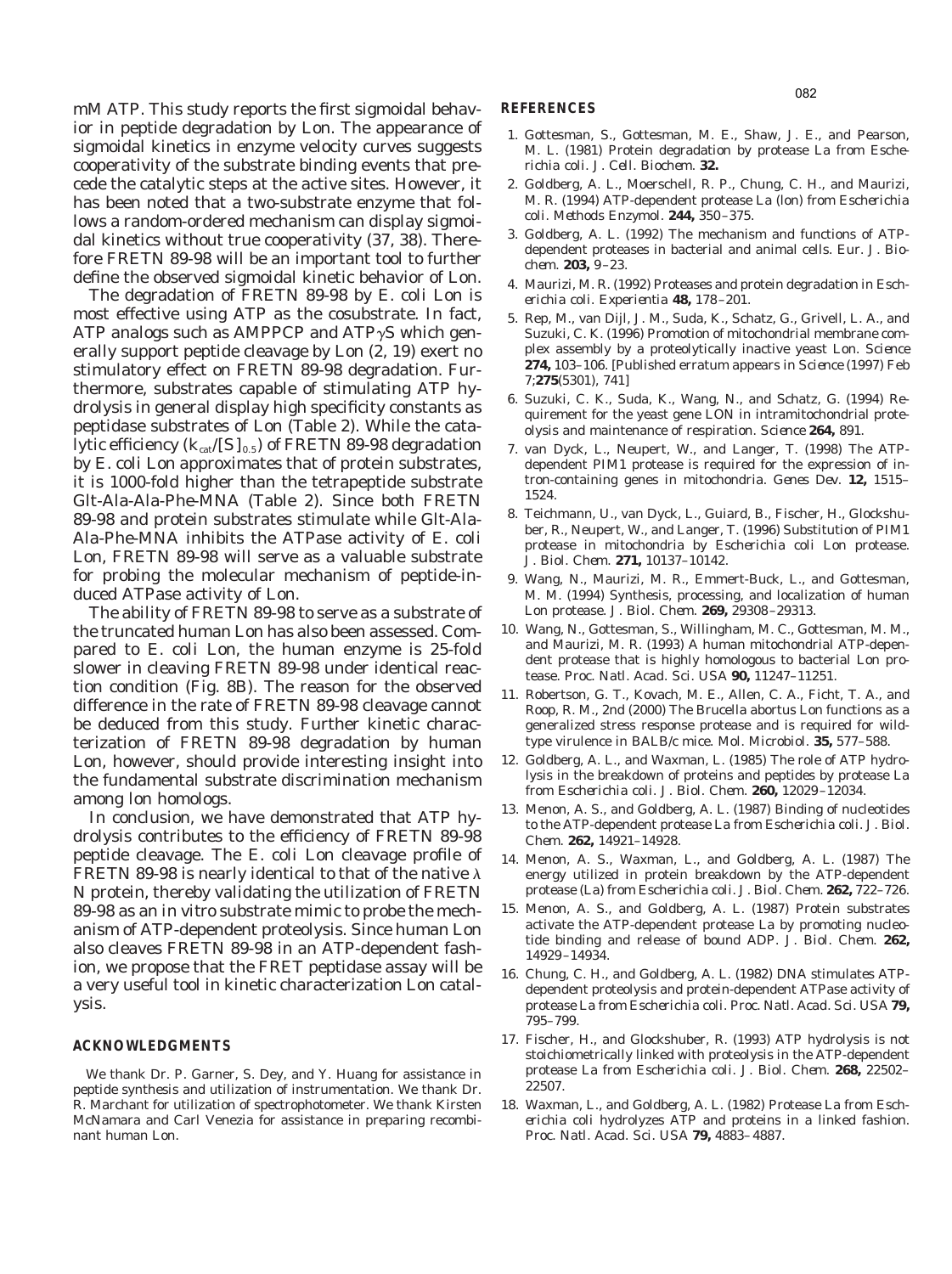mM ATP. This study reports the first sigmoidal behavior in peptide degradation by Lon. The appearance of sigmoidal kinetics in enzyme velocity curves suggests cooperativity of the substrate binding events that precede the catalytic steps at the active sites. However, it has been noted that a two-substrate enzyme that follows a random-ordered mechanism can display sigmoidal kinetics without true cooperativity (37, 38). Therefore FRETN 89-98 will be an important tool to further define the observed sigmoidal kinetic behavior of Lon.

The degradation of FRETN 89-98 by *E. coli* Lon is most effective using ATP as the cosubstrate. In fact, ATP analogs such as AMPPCP and ATP$\gamma$S which generally support peptide cleavage by Lon (2, 19) exert no stimulatory effect on FRETN 89-98 degradation. Furthermore, substrates capable of stimulating ATP hydrolysis in general display high specificity constants as peptidase substrates of Lon (Table 2). While the catalytic efficiency ($k_{cat}/[S]_{0.5}$) of FRETN 89-98 degradation by *E. coli* Lon approximates that of protein substrates, it is 1000-fold higher than the tetrapeptide substrate Glt-Ala-Ala-Phe-MNA (Table 2). Since both FRETN 89-98 and protein substrates stimulate while Glt-Ala-Ala-Phe-MNA inhibits the ATPase activity of *E. coli* Lon, FRETN 89-98 will serve as a valuable substrate for probing the molecular mechanism of peptide-induced ATPase activity of Lon.

The ability of FRETN 89-98 to serve as a substrate of the truncated human Lon has also been assessed. Compared to *E. coli* Lon, the human enzyme is 25-fold slower in cleaving FRETN 89-98 under identical reaction condition (Fig. 8B). The reason for the observed difference in the rate of FRETN 89-98 cleavage cannot be deduced from this study. Further kinetic characterization of FRETN 89-98 degradation by human Lon, however, should provide interesting insight into the fundamental substrate discrimination mechanism among lon homologs.

In conclusion, we have demonstrated that ATP hydrolysis contributes to the efficiency of FRETN 89-98 peptide cleavage. The *E. coli* Lon cleavage profile of FRETN 89-98 is nearly identical to that of the native $\lambda$ N protein, thereby validating the utilization of FRETN 89-98 as an in vitro substrate mimic to probe the mechanism of ATP-dependent proteolysis. Since human Lon also cleaves FRETN 89-98 in an ATP-dependent fashion, we propose that the FRET peptidase assay will be a very useful tool in kinetic characterization Lon catalysis.

## ACKNOWLEDGMENTS

We thank Dr. P. Garner, S. Dey, and Y. Huang for assistance in peptide synthesis and utilization of instrumentation. We thank Dr. R. Marchant for utilization of spectrophotometer. We thank Kirsten McNamara and Carl Venezia for assistance in preparing recombinant human Lon.

## REFERENCES

1. Gottesman, S., Gottesman, M. E., Shaw, J. E., and Pearson, M. L. (1981) Protein degradation by protease La from *Escherichia coli*. *J. Cell. Biochem.* **32.**
2. Goldberg, A. L., Moerschell, R. P., Chung, C. H., and Maurizi, M. R. (1994) ATP-dependent protease La (lon) from *Escherichia coli*. *Methods Enzymol.* **244,** 350–375.
3. Goldberg, A. L. (1992) The mechanism and functions of ATP-dependent proteases in bacterial and animal cells. *Eur. J. Biochem.* **203,** 9–23.
4. Maurizi, M. R. (1992) Proteases and protein degradation in *Escherichia coli*. *Experientia* **48,** 178–201.
5. Rep, M., van Dijl, J. M., Suda, K., Schatz, G., Grivell, L. A., and Suzuki, C. K. (1996) Promotion of mitochondrial membrane complex assembly by a proteolytically inactive yeast Lon. *Science* **274,** 103–106. [Published erratum appears in *Science* (1997) Feb 7;**275**(5301), 741]
6. Suzuki, C. K., Suda, K., Wang, N., and Schatz, G. (1994) Requirement for the yeast gene LON in intramitochondrial proteolysis and maintenance of respiration. *Science* **264,** 891.
7. van Dyck, L., Neupert, W., and Langer, T. (1998) The ATP-dependent PIM1 protease is required for the expression of intron-containing genes in mitochondria. *Genes Dev.* **12,** 1515–1524.
8. Teichmann, U., van Dyck, L., Guiard, B., Fischer, H., Glockshuber, R., Neupert, W., and Langer, T. (1996) Substitution of PIM1 protease in mitochondria by *Escherichia coli* Lon protease. *J. Biol. Chem.* **271,** 10137–10142.
9. Wang, N., Maurizi, M. R., Emmert-Buck, L., and Gottesman, M. M. (1994) Synthesis, processing, and localization of human Lon protease. *J. Biol. Chem.* **269,** 29308–29313.
10. Wang, N., Gottesman, S., Willingham, M. C., Gottesman, M. M., and Maurizi, M. R. (1993) A human mitochondrial ATP-dependent protease that is highly homologous to bacterial Lon protease. *Proc. Natl. Acad. Sci. USA* **90,** 11247–11251.
11. Robertson, G. T., Kovach, M. E., Allen, C. A., Ficht, T. A., and Roop, R. M., 2nd (2000) The *Brucella abortus* Lon functions as a generalized stress response protease and is required for wild-type virulence in BALB/c mice. *Mol. Microbiol.* **35,** 577–588.
12. Goldberg, A. L., and Waxman, L. (1985) The role of ATP hydrolysis in the breakdown of proteins and peptides by protease La from *Escherichia coli*. *J. Biol. Chem.* **260,** 12029–12034.
13. Menon, A. S., and Goldberg, A. L. (1987) Binding of nucleotides to the ATP-dependent protease La from *Escherichia coli*. *J. Biol. Chem.* **262,** 14921–14928.
14. Menon, A. S., Waxman, L., and Goldberg, A. L. (1987) The energy utilized in protein breakdown by the ATP-dependent protease (La) from *Escherichia coli*. *J. Biol. Chem.* **262,** 722–726.
15. Menon, A. S., and Goldberg, A. L. (1987) Protein substrates activate the ATP-dependent protease La by promoting nucleotide binding and release of bound ADP. *J. Biol. Chem.* **262,** 14929–14934.
16. Chung, C. H., and Goldberg, A. L. (1982) DNA stimulates ATP-dependent proteolysis and protein-dependent ATPase activity of protease La from *Escherichia coli*. *Proc. Natl. Acad. Sci. USA* **79,** 795–799.
17. Fischer, H., and Glockshuber, R. (1993) ATP hydrolysis is not stoichiometrically linked with proteolysis in the ATP-dependent protease La from *Escherichia coli*. *J. Biol. Chem.* **268,** 22502–22507.
18. Waxman, L., and Goldberg, A. L. (1982) Protease La from *Escherichia coli* hydrolyzes ATP and proteins in a linked fashion. *Proc. Natl. Acad. Sci. USA* **79,** 4883–4887.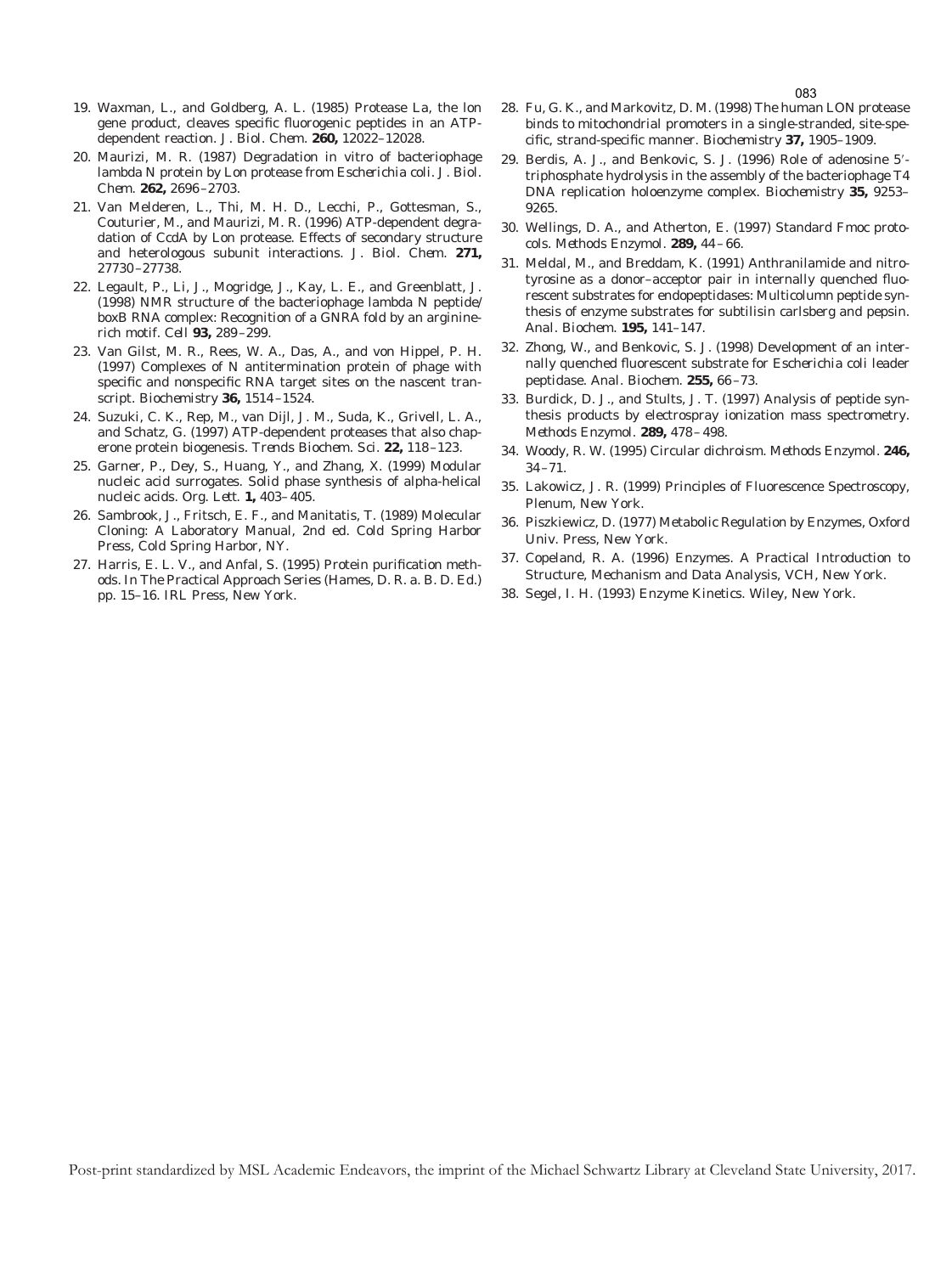19. Waxman, L., and Goldberg, A. L. (1985) Protease La, the lon gene product, cleaves specific fluorogenic peptides in an ATP-dependent reaction. *J. Biol. Chem.* **260,** 12022–12028.
20. Maurizi, M. R. (1987) Degradation in vitro of bacteriophage lambda N protein by Lon protease from *Escherichia coli*. *J. Biol. Chem.* **262,** 2696–2703.
21. Van Melderen, L., Thi, M. H. D., Lecchi, P., Gottesman, S., Couturier, M., and Maurizi, M. R. (1996) ATP-dependent degradation of CcdA by Lon protease. Effects of secondary structure and heterologous subunit interactions. *J. Biol. Chem.* **271,** 27730–27738.
22. Legault, P., Li, J., Mogridge, J., Kay, L. E., and Greenblatt, J. (1998) NMR structure of the bacteriophage lambda N peptide/boxB RNA complex: Recognition of a GNRA fold by an arginine-rich motif. *Cell* **93,** 289–299.
23. Van Gilst, M. R., Rees, W. A., Das, A., and von Hippel, P. H. (1997) Complexes of N antitermination protein of phage with specific and nonspecific RNA target sites on the nascent transcript. *Biochemistry* **36,** 1514–1524.
24. Suzuki, C. K., Rep, M., van Dijl, J. M., Suda, K., Grivell, L. A., and Schatz, G. (1997) ATP-dependent proteases that also chaperone protein biogenesis. *Trends Biochem. Sci.* **22,** 118–123.
25. Garner, P., Dey, S., Huang, Y., and Zhang, X. (1999) Modular nucleic acid surrogates. Solid phase synthesis of alpha-helical nucleic acids. *Org. Lett.* **1,** 403–405.
26. Sambrook, J., Fritsch, E. F., and Manitatis, T. (1989) Molecular Cloning: A Laboratory Manual, 2nd ed. Cold Spring Harbor Press, Cold Spring Harbor, NY.
27. Harris, E. L. V., and Anfal, S. (1995) Protein purification methods. *In* The Practical Approach Series (Hames, D. R. a. B. D. Ed.) pp. 15–16. IRL Press, New York.
28. Fu, G. K., and Markovitz, D. M. (1998) The human LON protease binds to mitochondrial promoters in a single-stranded, site-specific, strand-specific manner. *Biochemistry* **37,** 1905–1909.
29. Berdis, A. J., and Benkovic, S. J. (1996) Role of adenosine 5′-triphosphate hydrolysis in the assembly of the bacteriophage T4 DNA replication holoenzyme complex. *Biochemistry* **35,** 9253–9265.
30. Wellings, D. A., and Atherton, E. (1997) Standard Fmoc protocols. *Methods Enzymol.* **289,** 44–66.
31. Meldal, M., and Breddam, K. (1991) Anthranilamide and nitrotyrosine as a donor–acceptor pair in internally quenched fluorescent substrates for endopeptidases: Multicolumn peptide synthesis of enzyme substrates for subtilisin carlsberg and pepsin. *Anal. Biochem.* **195,** 141–147.
32. Zhong, W., and Benkovic, S. J. (1998) Development of an internally quenched fluorescent substrate for *Escherichia coli* leader peptidase. *Anal. Biochem.* **255,** 66–73.
33. Burdick, D. J., and Stults, J. T. (1997) Analysis of peptide synthesis products by electrospray ionization mass spectrometry. *Methods Enzymol.* **289,** 478–498.
34. Woody, R. W. (1995) Circular dichroism. *Methods Enzymol.* **246,** 34–71.
35. Lakowicz, J. R. (1999) Principles of Fluorescence Spectroscopy, Plenum, New York.
36. Piszkiewicz, D. (1977) Metabolic Regulation by Enzymes, Oxford Univ. Press, New York.
37. Copeland, R. A. (1996) Enzymes. A Practical Introduction to Structure, Mechanism and Data Analysis, VCH, New York.
38. Segel, I. H. (1993) Enzyme Kinetics. Wiley, New York.

Post-print standardized by MSL Academic Endeavors, the imprint of the Michael Schwartz Library at Cleveland State University, 2017.